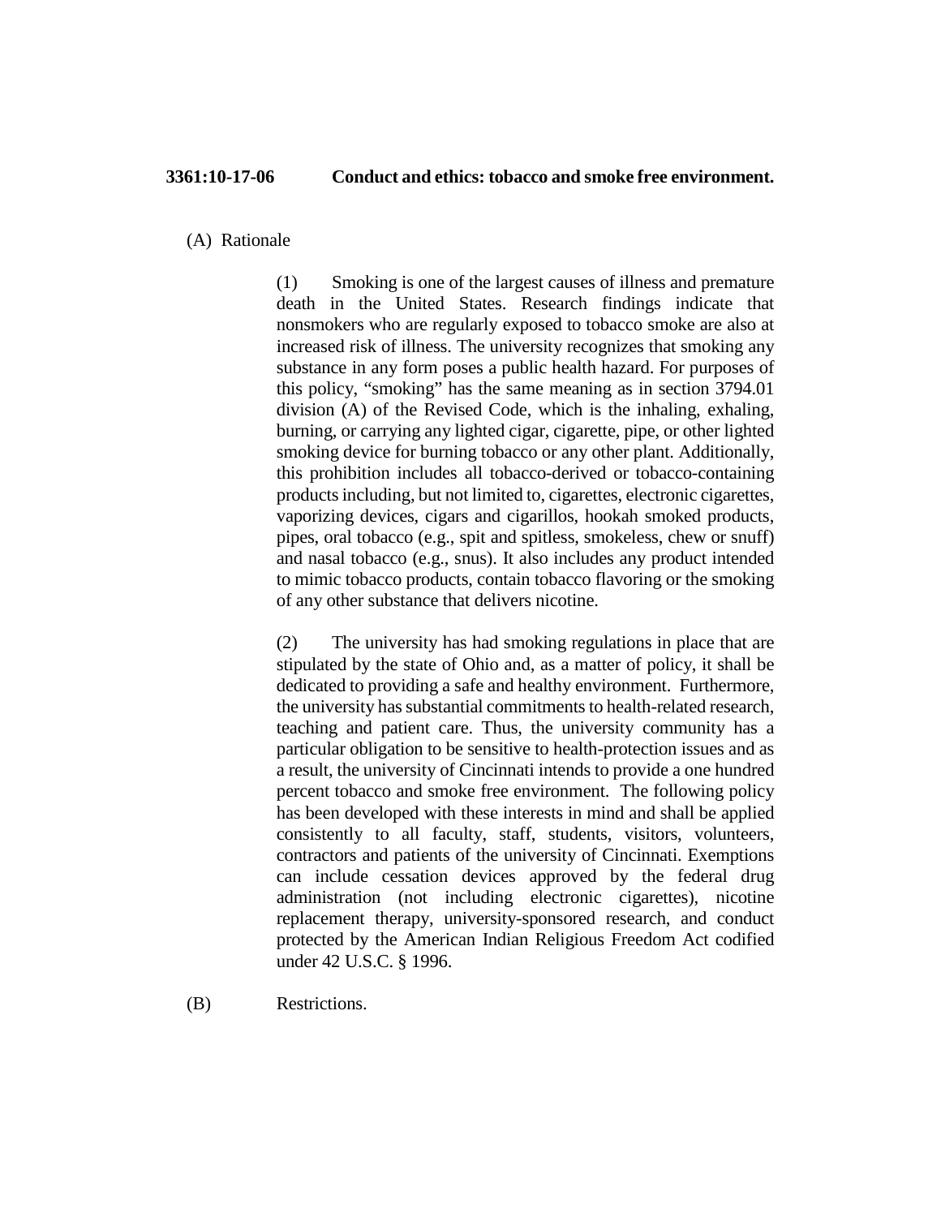**3361:10-17-06 Conduct and ethics: tobacco and smoke free environment.**

(A) Rationale

(1) Smoking is one of the largest causes of illness and premature death in the United States. Research findings indicate that nonsmokers who are regularly exposed to tobacco smoke are also at increased risk of illness. The university recognizes that smoking any substance in any form poses a public health hazard. For purposes of this policy, "smoking" has the same meaning as in section 3794.01 division (A) of the Revised Code, which is the inhaling, exhaling, burning, or carrying any lighted cigar, cigarette, pipe, or other lighted smoking device for burning tobacco or any other plant. Additionally, this prohibition includes all tobacco-derived or tobacco-containing products including, but not limited to, cigarettes, electronic cigarettes, vaporizing devices, cigars and cigarillos, hookah smoked products, pipes, oral tobacco (e.g., spit and spitless, smokeless, chew or snuff) and nasal tobacco (e.g., snus). It also includes any product intended to mimic tobacco products, contain tobacco flavoring or the smoking of any other substance that delivers nicotine.

(2) The university has had smoking regulations in place that are stipulated by the state of Ohio and, as a matter of policy, it shall be dedicated to providing a safe and healthy environment. Furthermore, the university has substantial commitments to health-related research, teaching and patient care. Thus, the university community has a particular obligation to be sensitive to health-protection issues and as a result, the university of Cincinnati intends to provide a one hundred percent tobacco and smoke free environment. The following policy has been developed with these interests in mind and shall be applied consistently to all faculty, staff, students, visitors, volunteers, contractors and patients of the university of Cincinnati. Exemptions can include cessation devices approved by the federal drug administration (not including electronic cigarettes), nicotine replacement therapy, university-sponsored research, and conduct protected by the American Indian Religious Freedom Act codified under 42 U.S.C. § 1996.

(B) Restrictions.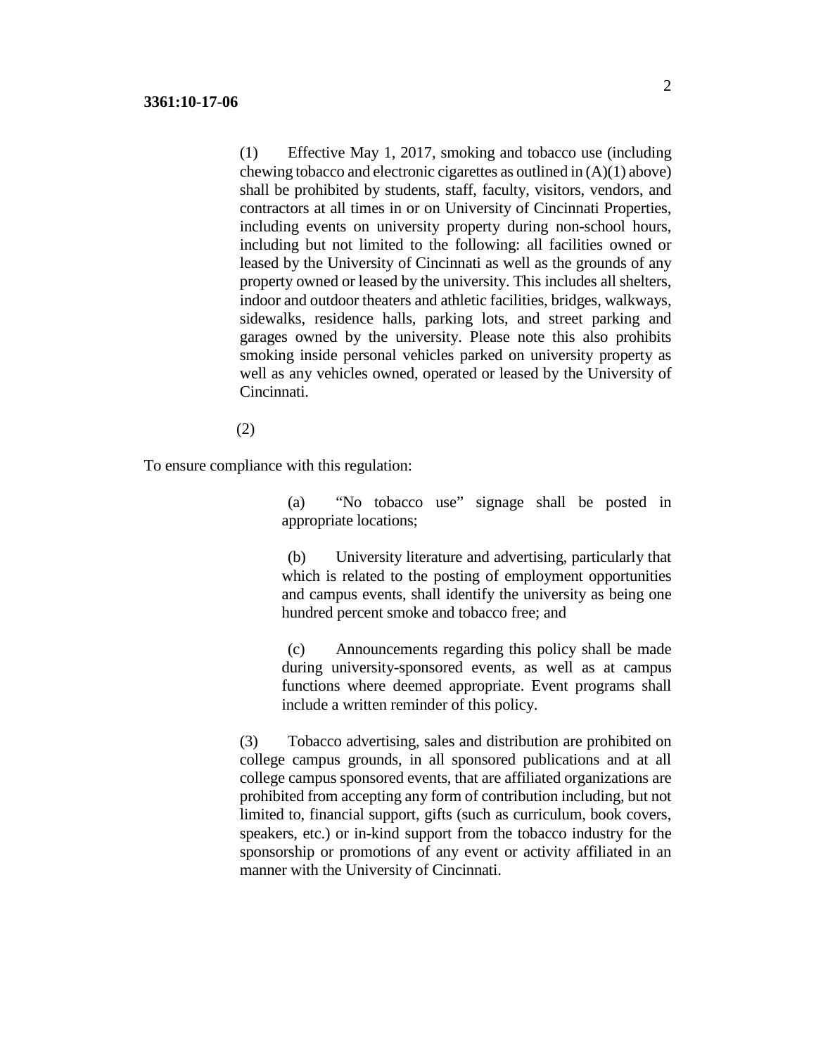(1) Effective May 1, 2017, smoking and tobacco use (including chewing tobacco and electronic cigarettes as outlined in (A)(1) above) shall be prohibited by students, staff, faculty, visitors, vendors, and contractors at all times in or on University of Cincinnati Properties, including events on university property during non-school hours, including but not limited to the following: all facilities owned or leased by the University of Cincinnati as well as the grounds of any property owned or leased by the university. This includes all shelters, indoor and outdoor theaters and athletic facilities, bridges, walkways, sidewalks, residence halls, parking lots, and street parking and garages owned by the university. Please note this also prohibits smoking inside personal vehicles parked on university property as well as any vehicles owned, operated or leased by the University of Cincinnati.

(2)

To ensure compliance with this regulation:

(a) "No tobacco use" signage shall be posted in appropriate locations;

(b) University literature and advertising, particularly that which is related to the posting of employment opportunities and campus events, shall identify the university as being one hundred percent smoke and tobacco free; and

(c) Announcements regarding this policy shall be made during university-sponsored events, as well as at campus functions where deemed appropriate. Event programs shall include a written reminder of this policy.

(3) Tobacco advertising, sales and distribution are prohibited on college campus grounds, in all sponsored publications and at all college campus sponsored events, that are affiliated organizations are prohibited from accepting any form of contribution including, but not limited to, financial support, gifts (such as curriculum, book covers, speakers, etc.) or in-kind support from the tobacco industry for the sponsorship or promotions of any event or activity affiliated in an manner with the University of Cincinnati.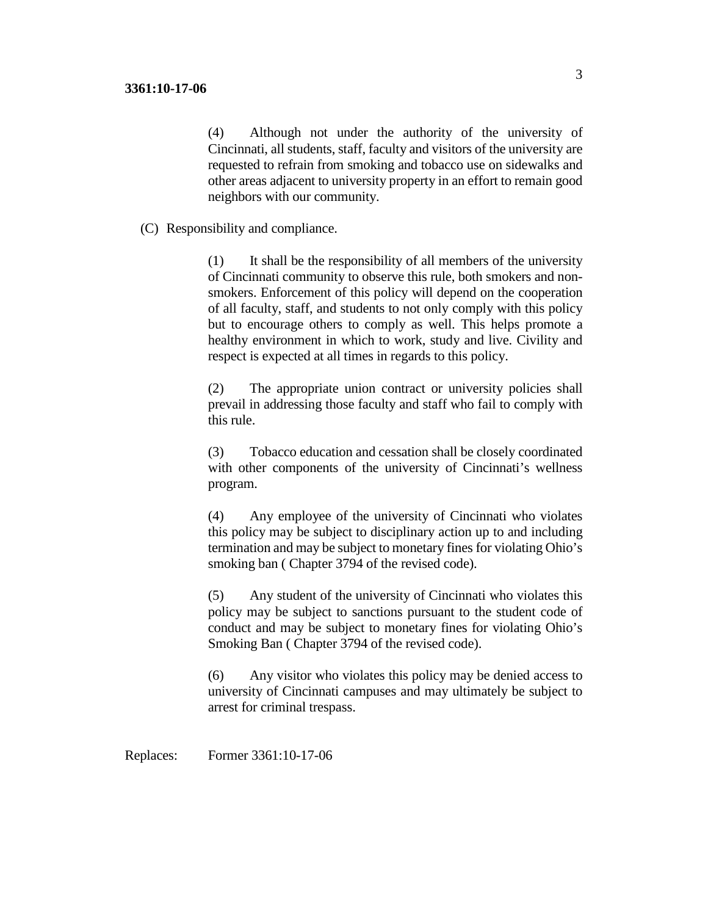(4) Although not under the authority of the university of Cincinnati, all students, staff, faculty and visitors of the university are requested to refrain from smoking and tobacco use on sidewalks and other areas adjacent to university property in an effort to remain good neighbors with our community.

(C) Responsibility and compliance.

(1) It shall be the responsibility of all members of the university of Cincinnati community to observe this rule, both smokers and non-smokers. Enforcement of this policy will depend on the cooperation of all faculty, staff, and students to not only comply with this policy but to encourage others to comply as well. This helps promote a healthy environment in which to work, study and live. Civility and respect is expected at all times in regards to this policy.

(2) The appropriate union contract or university policies shall prevail in addressing those faculty and staff who fail to comply with this rule.

(3) Tobacco education and cessation shall be closely coordinated with other components of the university of Cincinnati's wellness program.

(4) Any employee of the university of Cincinnati who violates this policy may be subject to disciplinary action up to and including termination and may be subject to monetary fines for violating Ohio's smoking ban ( Chapter 3794 of the revised code).

(5) Any student of the university of Cincinnati who violates this policy may be subject to sanctions pursuant to the student code of conduct and may be subject to monetary fines for violating Ohio's Smoking Ban ( Chapter 3794 of the revised code).

(6) Any visitor who violates this policy may be denied access to university of Cincinnati campuses and may ultimately be subject to arrest for criminal trespass.

Replaces: Former 3361:10-17-06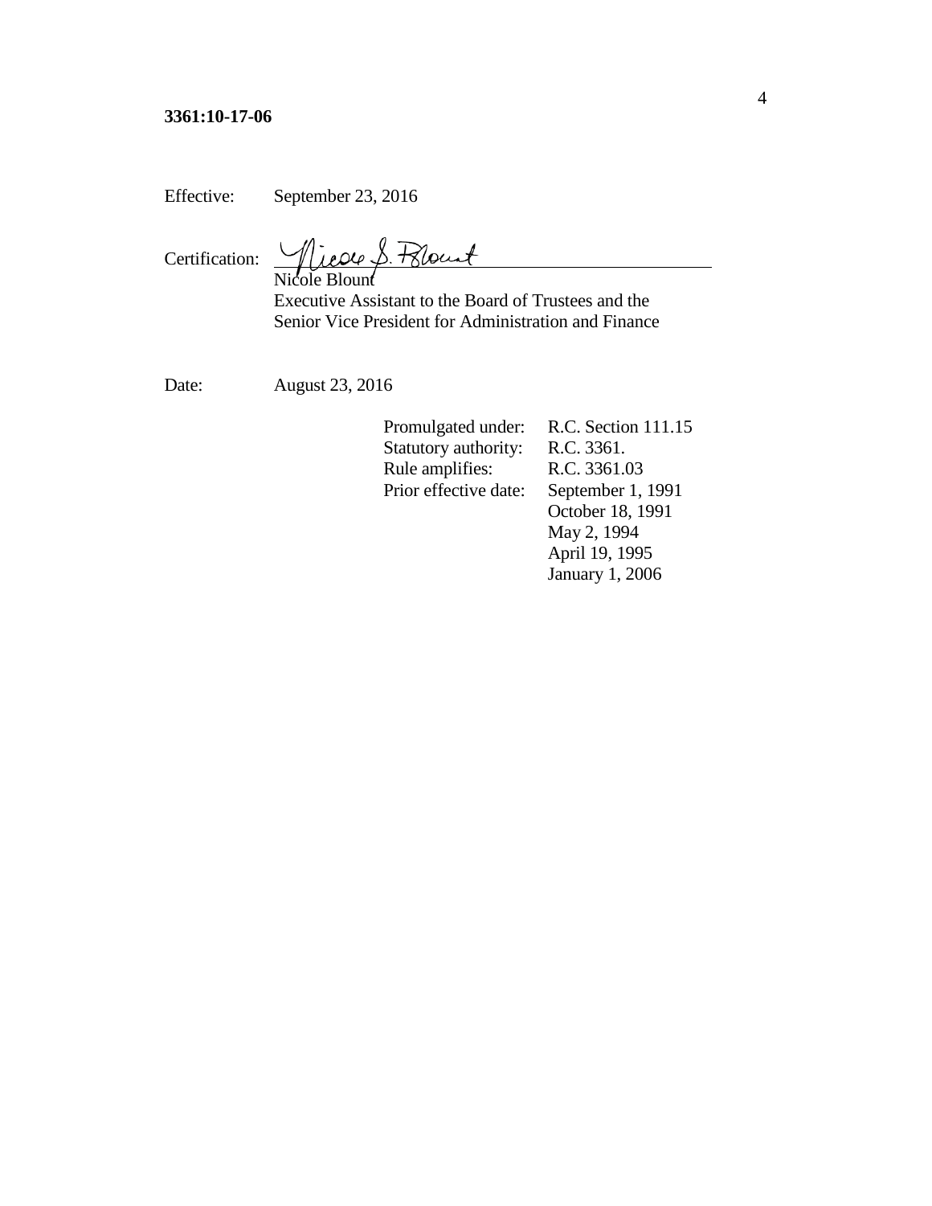**3361:10-17-06**

Effective: September 23, 2016

Certification: Nicole S. Blount

Nicole Blount
Executive Assistant to the Board of Trustees and the
Senior Vice President for Administration and Finance

Date: August 23, 2016

| | |
|---|---|
| Promulgated under: | R.C. Section 111.15 |
| Statutory authority: | R.C. 3361. |
| Rule amplifies: | R.C. 3361.03 |
| Prior effective date: | September 1, 1991 |
| | October 18, 1991 |
| | May 2, 1994 |
| | April 19, 1995 |
| | January 1, 2006 |